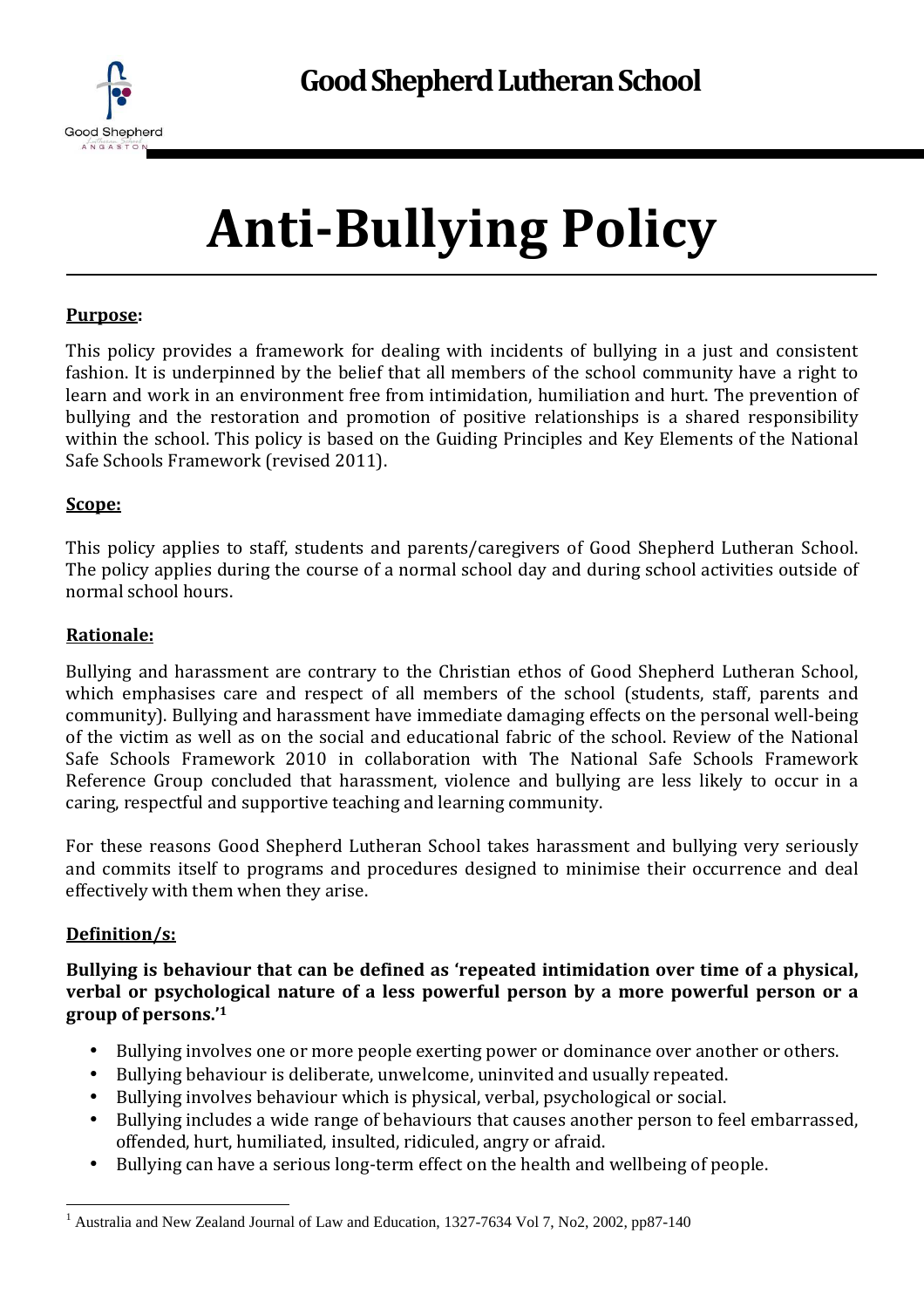# Good Shepherd Lutheran School

# Anti-Bullying Policy

**Purpose:**

This policy provides a framework for dealing with incidents of bullying in a just and consistent fashion. It is underpinned by the belief that all members of the school community have a right to learn and work in an environment free from intimidation, humiliation and hurt. The prevention of bullying and the restoration and promotion of positive relationships is a shared responsibility within the school. This policy is based on the Guiding Principles and Key Elements of the National Safe Schools Framework (revised 2011).

**Scope:**

This policy applies to staff, students and parents/caregivers of Good Shepherd Lutheran School. The policy applies during the course of a normal school day and during school activities outside of normal school hours.

**Rationale:**

Bullying and harassment are contrary to the Christian ethos of Good Shepherd Lutheran School, which emphasises care and respect of all members of the school (students, staff, parents and community). Bullying and harassment have immediate damaging effects on the personal well-being of the victim as well as on the social and educational fabric of the school. Review of the National Safe Schools Framework 2010 in collaboration with The National Safe Schools Framework Reference Group concluded that harassment, violence and bullying are less likely to occur in a caring, respectful and supportive teaching and learning community.

For these reasons Good Shepherd Lutheran School takes harassment and bullying very seriously and commits itself to programs and procedures designed to minimise their occurrence and deal effectively with them when they arise.

**Definition/s:**

**Bullying is behaviour that can be defined as 'repeated intimidation over time of a physical, verbal or psychological nature of a less powerful person by a more powerful person or a group of persons.'[1]**

- Bullying involves one or more people exerting power or dominance over another or others.
- Bullying behaviour is deliberate, unwelcome, uninvited and usually repeated.
- Bullying involves behaviour which is physical, verbal, psychological or social.
- Bullying includes a wide range of behaviours that causes another person to feel embarrassed, offended, hurt, humiliated, insulted, ridiculed, angry or afraid.
- Bullying can have a serious long-term effect on the health and wellbeing of people.

[1] Australia and New Zealand Journal of Law and Education, 1327-7634 Vol 7, No2, 2002, pp87-140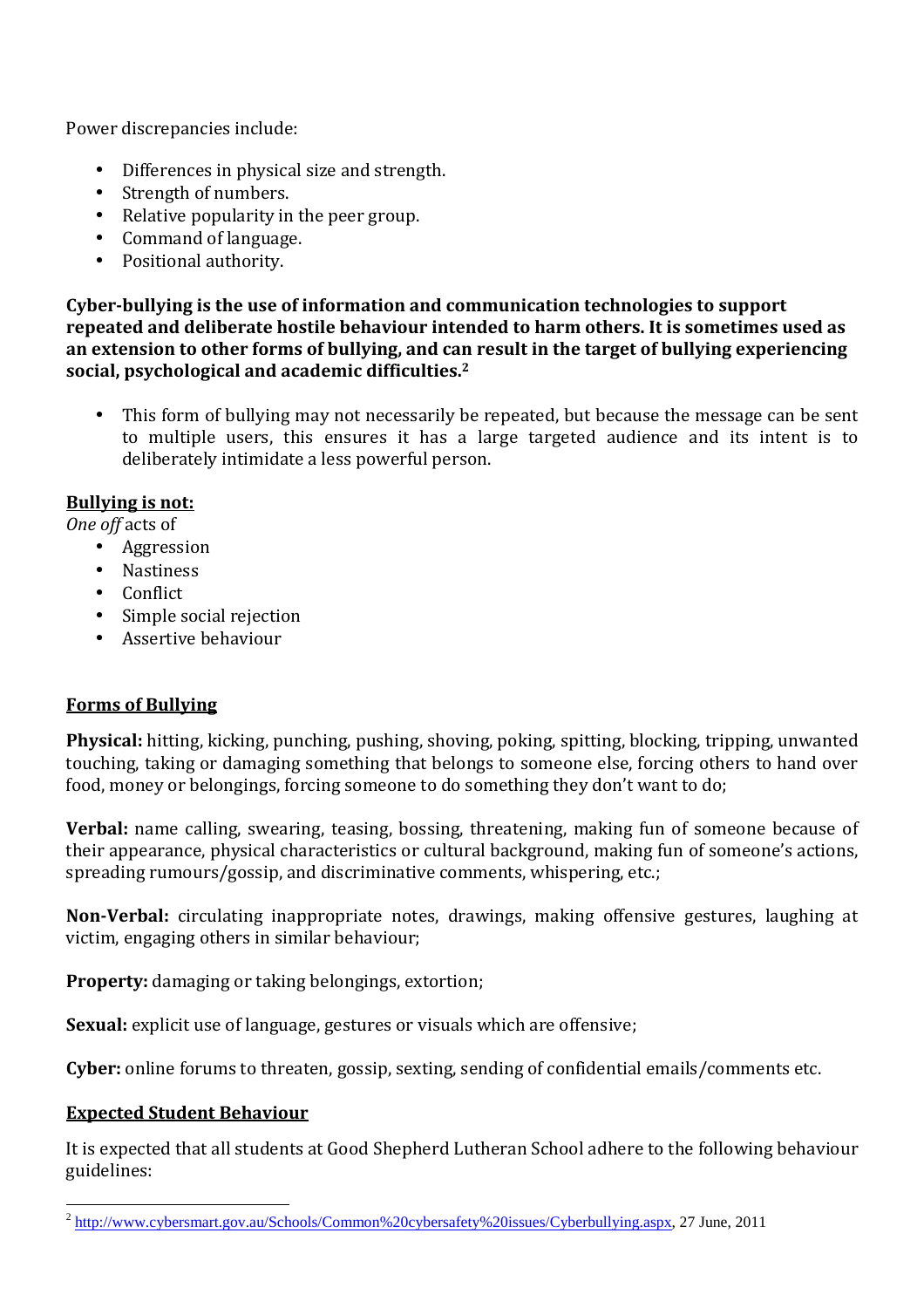Power discrepancies include:

- Differences in physical size and strength.
- Strength of numbers.
- Relative popularity in the peer group.
- Command of language.
- Positional authority.

**Cyber-bullying is the use of information and communication technologies to support repeated and deliberate hostile behaviour intended to harm others. It is sometimes used as an extension to other forms of bullying, and can result in the target of bullying experiencing social, psychological and academic difficulties.[2]**

- This form of bullying may not necessarily be repeated, but because the message can be sent to multiple users, this ensures it has a large targeted audience and its intent is to deliberately intimidate a less powerful person.

**Bullying is not:**

*One off* acts of

- Aggression
- Nastiness
- Conflict
- Simple social rejection
- Assertive behaviour

## Forms of Bullying

**Physical:** hitting, kicking, punching, pushing, shoving, poking, spitting, blocking, tripping, unwanted touching, taking or damaging something that belongs to someone else, forcing others to hand over food, money or belongings, forcing someone to do something they don't want to do;

**Verbal:** name calling, swearing, teasing, bossing, threatening, making fun of someone because of their appearance, physical characteristics or cultural background, making fun of someone's actions, spreading rumours/gossip, and discriminative comments, whispering, etc.;

**Non-Verbal:** circulating inappropriate notes, drawings, making offensive gestures, laughing at victim, engaging others in similar behaviour;

**Property:** damaging or taking belongings, extortion;

**Sexual:** explicit use of language, gestures or visuals which are offensive;

**Cyber:** online forums to threaten, gossip, sexting, sending of confidential emails/comments etc.

## Expected Student Behaviour

It is expected that all students at Good Shepherd Lutheran School adhere to the following behaviour guidelines:

---

[2] http://www.cybersmart.gov.au/Schools/Common%20cybersafety%20issues/Cyberbullying.aspx, 27 June, 2011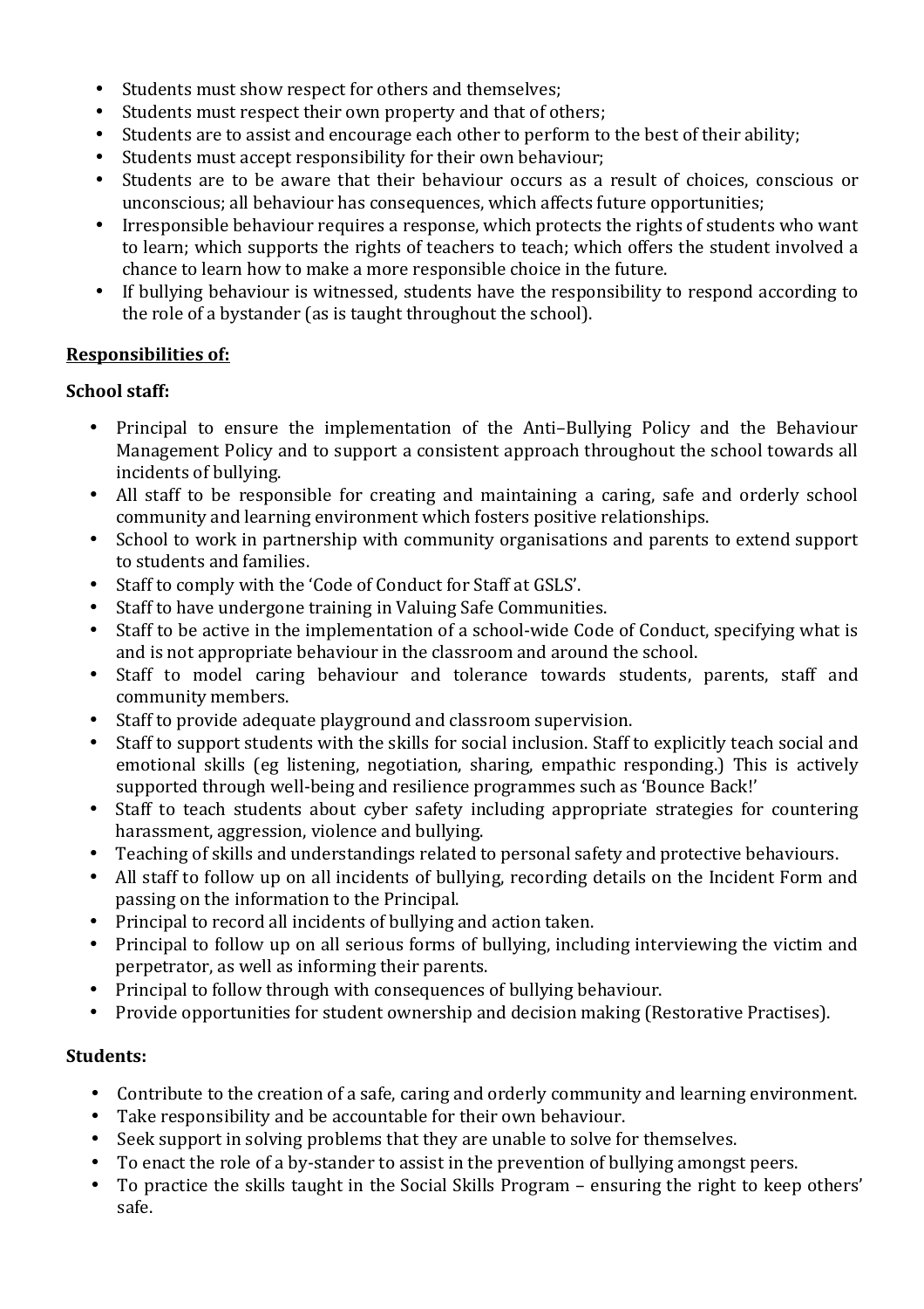- Students must show respect for others and themselves;
- Students must respect their own property and that of others;
- Students are to assist and encourage each other to perform to the best of their ability;
- Students must accept responsibility for their own behaviour;
- Students are to be aware that their behaviour occurs as a result of choices, conscious or unconscious; all behaviour has consequences, which affects future opportunities;
- Irresponsible behaviour requires a response, which protects the rights of students who want to learn; which supports the rights of teachers to teach; which offers the student involved a chance to learn how to make a more responsible choice in the future.
- If bullying behaviour is witnessed, students have the responsibility to respond according to the role of a bystander (as is taught throughout the school).

**<u>Responsibilities of:</u>**

**School staff:**

- Principal to ensure the implementation of the Anti–Bullying Policy and the Behaviour Management Policy and to support a consistent approach throughout the school towards all incidents of bullying.
- All staff to be responsible for creating and maintaining a caring, safe and orderly school community and learning environment which fosters positive relationships.
- School to work in partnership with community organisations and parents to extend support to students and families.
- Staff to comply with the 'Code of Conduct for Staff at GSLS'.
- Staff to have undergone training in Valuing Safe Communities.
- Staff to be active in the implementation of a school-wide Code of Conduct, specifying what is and is not appropriate behaviour in the classroom and around the school.
- Staff to model caring behaviour and tolerance towards students, parents, staff and community members.
- Staff to provide adequate playground and classroom supervision.
- Staff to support students with the skills for social inclusion. Staff to explicitly teach social and emotional skills (eg listening, negotiation, sharing, empathic responding.) This is actively supported through well-being and resilience programmes such as 'Bounce Back!'
- Staff to teach students about cyber safety including appropriate strategies for countering harassment, aggression, violence and bullying.
- Teaching of skills and understandings related to personal safety and protective behaviours.
- All staff to follow up on all incidents of bullying, recording details on the Incident Form and passing on the information to the Principal.
- Principal to record all incidents of bullying and action taken.
- Principal to follow up on all serious forms of bullying, including interviewing the victim and perpetrator, as well as informing their parents.
- Principal to follow through with consequences of bullying behaviour.
- Provide opportunities for student ownership and decision making (Restorative Practises).

**Students:**

- Contribute to the creation of a safe, caring and orderly community and learning environment.
- Take responsibility and be accountable for their own behaviour.
- Seek support in solving problems that they are unable to solve for themselves.
- To enact the role of a by-stander to assist in the prevention of bullying amongst peers.
- To practice the skills taught in the Social Skills Program – ensuring the right to keep others' safe.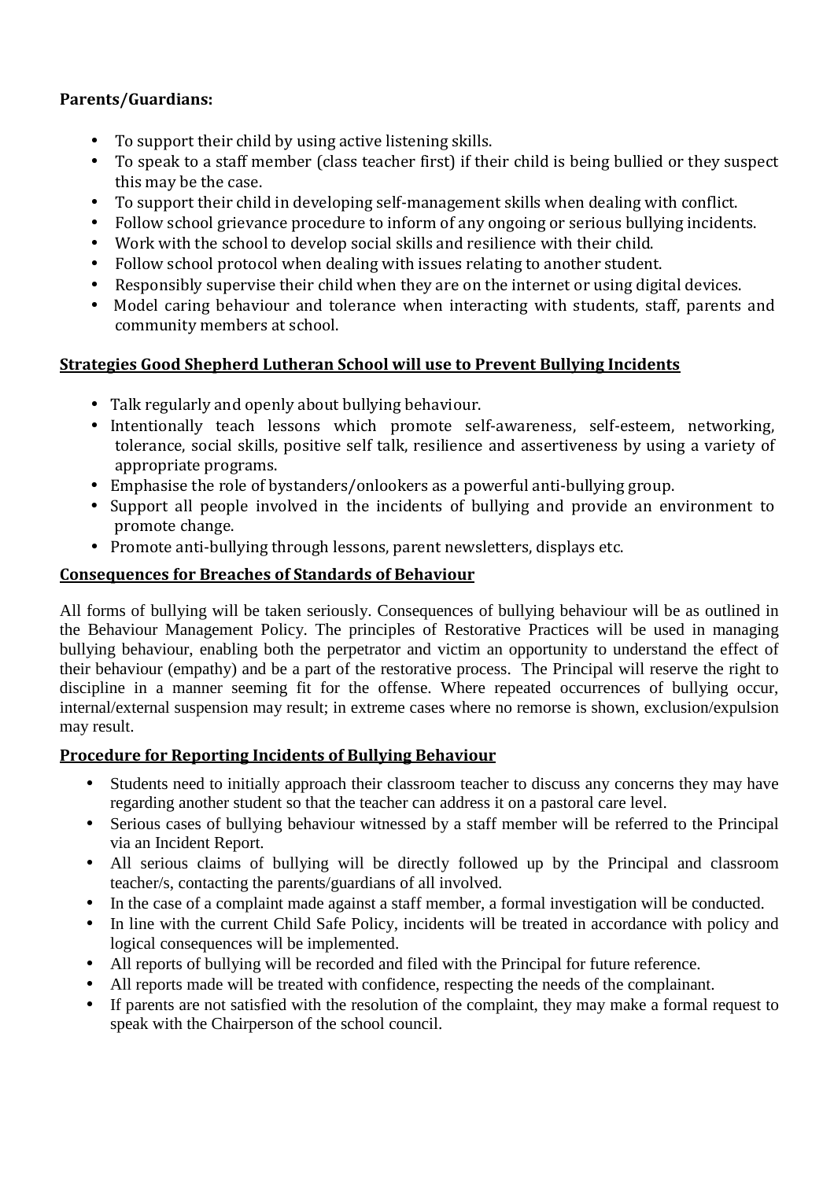**Parents/Guardians:**

- To support their child by using active listening skills.
- To speak to a staff member (class teacher first) if their child is being bullied or they suspect this may be the case.
- To support their child in developing self-management skills when dealing with conflict.
- Follow school grievance procedure to inform of any ongoing or serious bullying incidents.
- Work with the school to develop social skills and resilience with their child.
- Follow school protocol when dealing with issues relating to another student.
- Responsibly supervise their child when they are on the internet or using digital devices.
- Model caring behaviour and tolerance when interacting with students, staff, parents and community members at school.

## Strategies Good Shepherd Lutheran School will use to Prevent Bullying Incidents

- Talk regularly and openly about bullying behaviour.
- Intentionally teach lessons which promote self-awareness, self-esteem, networking, tolerance, social skills, positive self talk, resilience and assertiveness by using a variety of appropriate programs.
- Emphasise the role of bystanders/onlookers as a powerful anti-bullying group.
- Support all people involved in the incidents of bullying and provide an environment to promote change.
- Promote anti-bullying through lessons, parent newsletters, displays etc.

## Consequences for Breaches of Standards of Behaviour

All forms of bullying will be taken seriously. Consequences of bullying behaviour will be as outlined in the Behaviour Management Policy. The principles of Restorative Practices will be used in managing bullying behaviour, enabling both the perpetrator and victim an opportunity to understand the effect of their behaviour (empathy) and be a part of the restorative process. The Principal will reserve the right to discipline in a manner seeming fit for the offense. Where repeated occurrences of bullying occur, internal/external suspension may result; in extreme cases where no remorse is shown, exclusion/expulsion may result.

## Procedure for Reporting Incidents of Bullying Behaviour

- Students need to initially approach their classroom teacher to discuss any concerns they may have regarding another student so that the teacher can address it on a pastoral care level.
- Serious cases of bullying behaviour witnessed by a staff member will be referred to the Principal via an Incident Report.
- All serious claims of bullying will be directly followed up by the Principal and classroom teacher/s, contacting the parents/guardians of all involved.
- In the case of a complaint made against a staff member, a formal investigation will be conducted.
- In line with the current Child Safe Policy, incidents will be treated in accordance with policy and logical consequences will be implemented.
- All reports of bullying will be recorded and filed with the Principal for future reference.
- All reports made will be treated with confidence, respecting the needs of the complainant.
- If parents are not satisfied with the resolution of the complaint, they may make a formal request to speak with the Chairperson of the school council.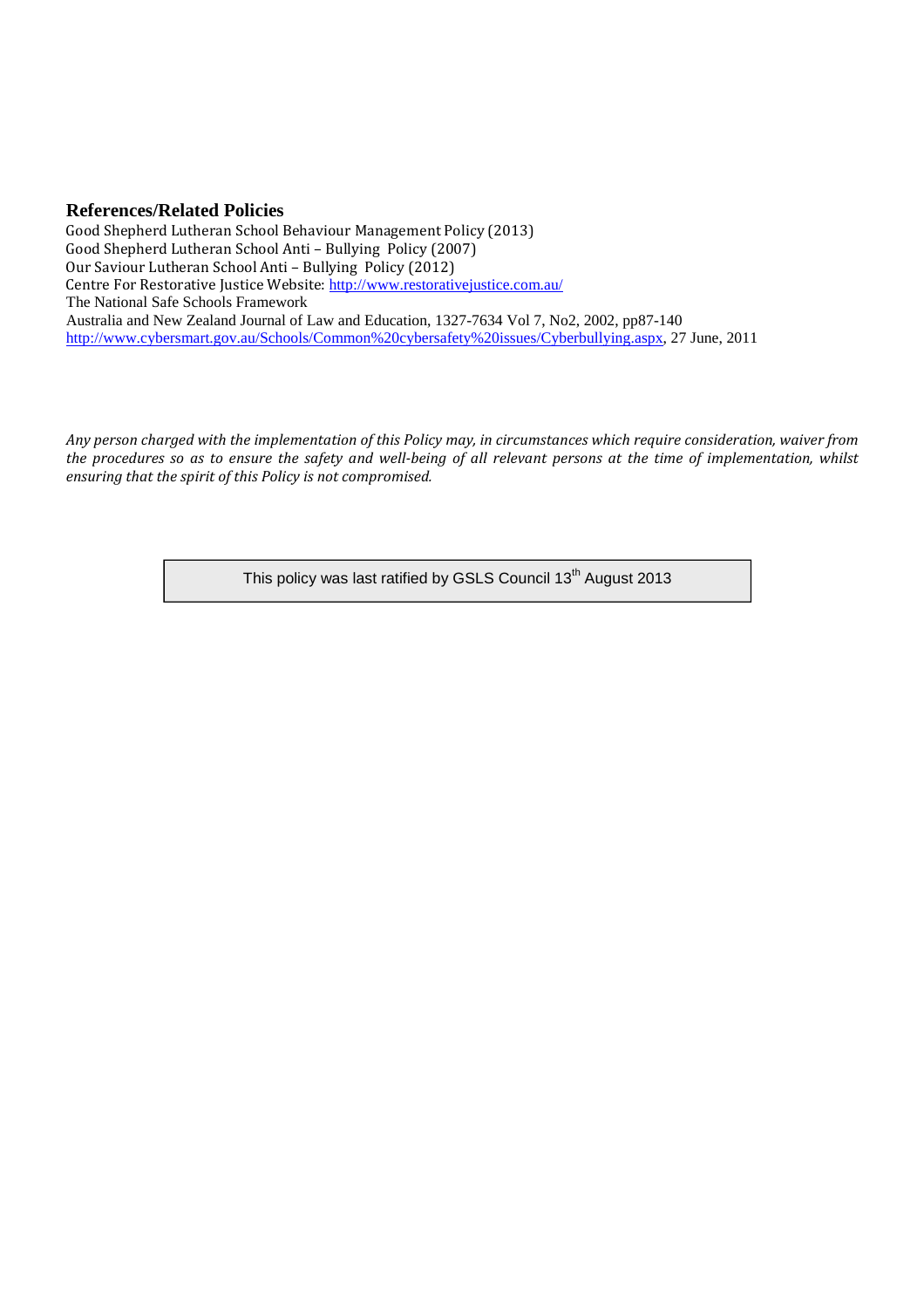## References/Related Policies

Good Shepherd Lutheran School Behaviour Management Policy (2013)
Good Shepherd Lutheran School Anti – Bullying Policy (2007)
Our Saviour Lutheran School Anti – Bullying Policy (2012)
Centre For Restorative Justice Website: http://www.restorativejustice.com.au/
The National Safe Schools Framework
Australia and New Zealand Journal of Law and Education, 1327-7634 Vol 7, No2, 2002, pp87-140
http://www.cybersmart.gov.au/Schools/Common%20cybersafety%20issues/Cyberbullying.aspx, 27 June, 2011

*Any person charged with the implementation of this Policy may, in circumstances which require consideration, waiver from the procedures so as to ensure the safety and well-being of all relevant persons at the time of implementation, whilst ensuring that the spirit of this Policy is not compromised.*

This policy was last ratified by GSLS Council 13th August 2013